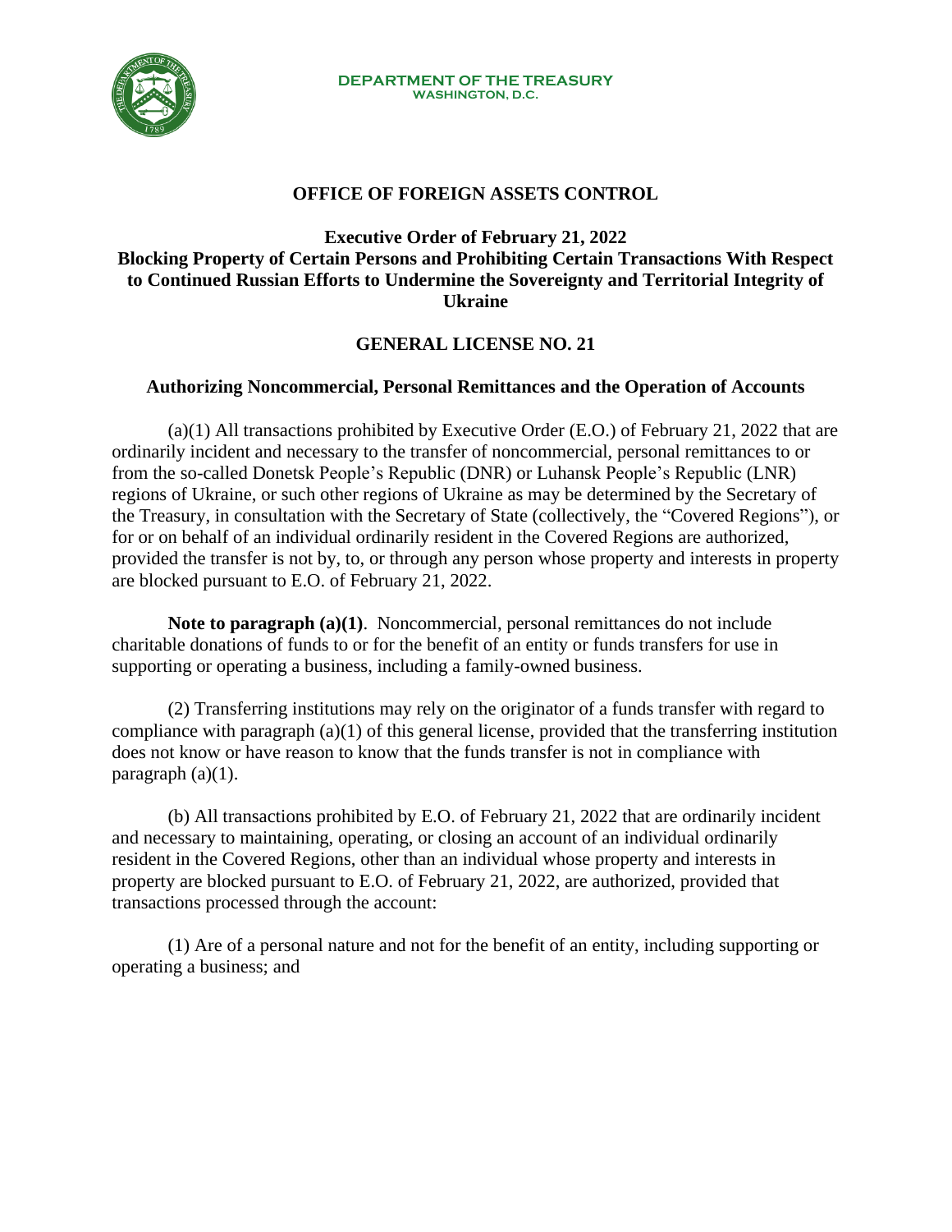**DEPARTMENT OF THE TREASURY**
**WASHINGTON, D.C.**

## OFFICE OF FOREIGN ASSETS CONTROL

### Executive Order of February 21, 2022
### Blocking Property of Certain Persons and Prohibiting Certain Transactions With Respect to Continued Russian Efforts to Undermine the Sovereignty and Territorial Integrity of Ukraine

## GENERAL LICENSE NO. 21

### Authorizing Noncommercial, Personal Remittances and the Operation of Accounts

(a)(1) All transactions prohibited by Executive Order (E.O.) of February 21, 2022 that are ordinarily incident and necessary to the transfer of noncommercial, personal remittances to or from the so-called Donetsk People's Republic (DNR) or Luhansk People's Republic (LNR) regions of Ukraine, or such other regions of Ukraine as may be determined by the Secretary of the Treasury, in consultation with the Secretary of State (collectively, the "Covered Regions"), or for or on behalf of an individual ordinarily resident in the Covered Regions are authorized, provided the transfer is not by, to, or through any person whose property and interests in property are blocked pursuant to E.O. of February 21, 2022.

**Note to paragraph (a)(1)**. Noncommercial, personal remittances do not include charitable donations of funds to or for the benefit of an entity or funds transfers for use in supporting or operating a business, including a family-owned business.

(2) Transferring institutions may rely on the originator of a funds transfer with regard to compliance with paragraph (a)(1) of this general license, provided that the transferring institution does not know or have reason to know that the funds transfer is not in compliance with paragraph (a)(1).

(b) All transactions prohibited by E.O. of February 21, 2022 that are ordinarily incident and necessary to maintaining, operating, or closing an account of an individual ordinarily resident in the Covered Regions, other than an individual whose property and interests in property are blocked pursuant to E.O. of February 21, 2022, are authorized, provided that transactions processed through the account:

(1) Are of a personal nature and not for the benefit of an entity, including supporting or operating a business; and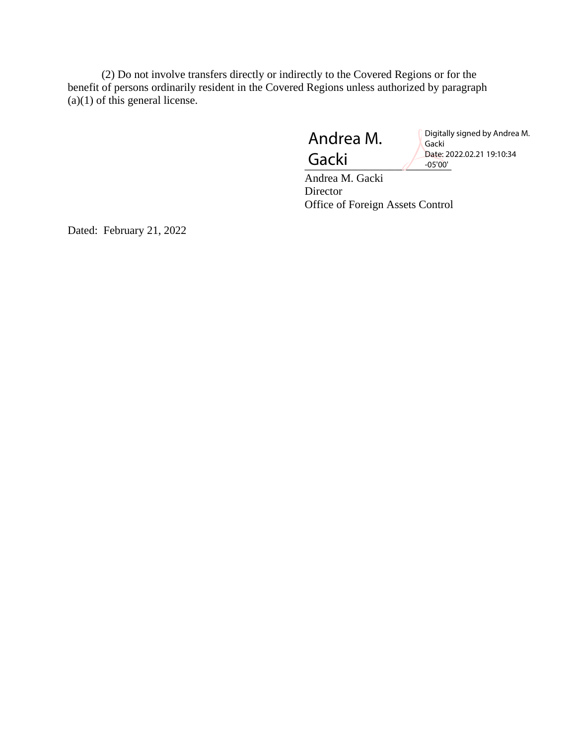(2) Do not involve transfers directly or indirectly to the Covered Regions or for the benefit of persons ordinarily resident in the Covered Regions unless authorized by paragraph (a)(1) of this general license.

Andrea M. Gacki

Digitally signed by Andrea M. Gacki
Date: 2022.02.21 19:10:34 -05'00'

Andrea M. Gacki
Director
Office of Foreign Assets Control

Dated: February 21, 2022